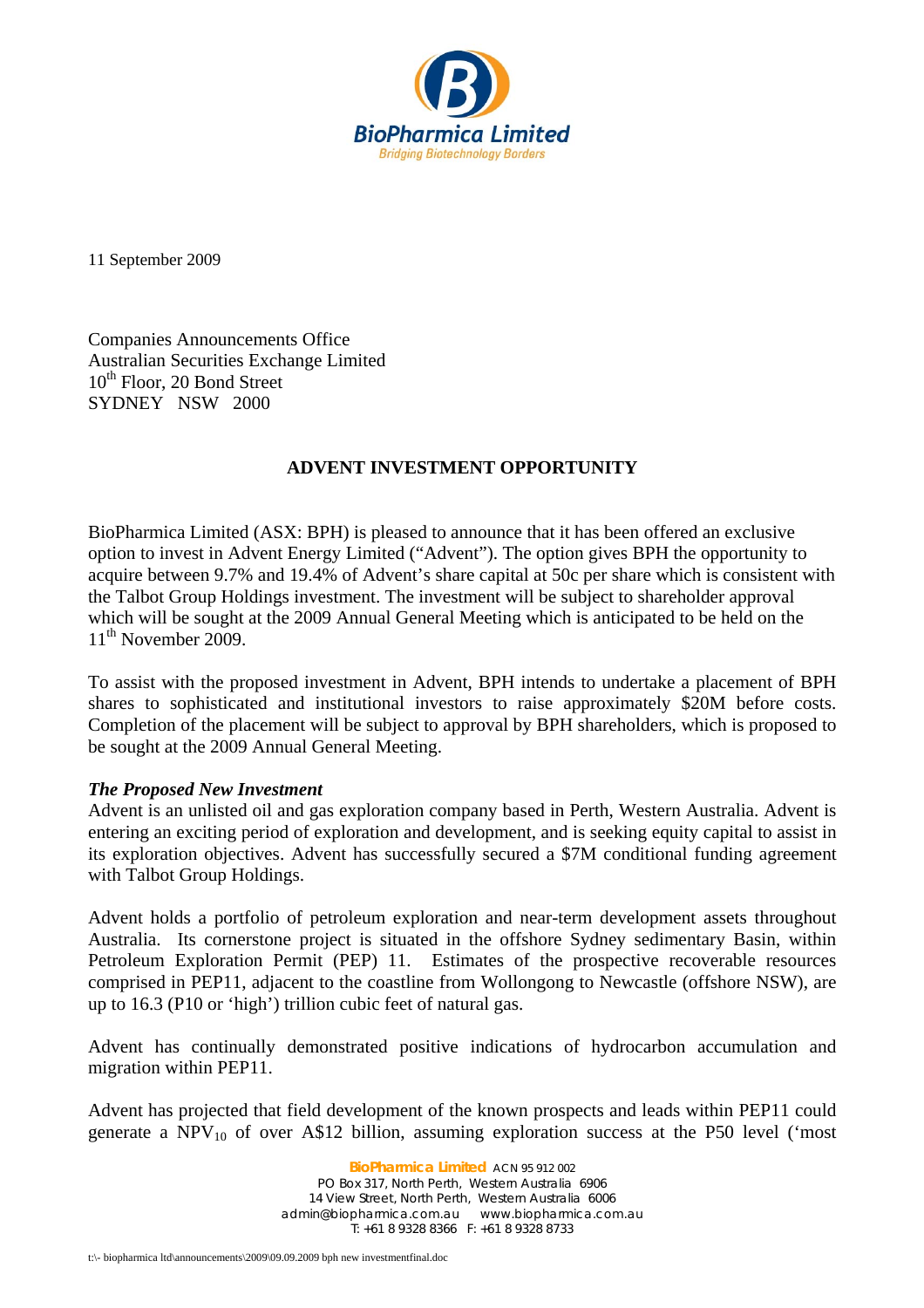BioPharmica Limited
Bridging Biotechnology Borders

11 September 2009

Companies Announcements Office
Australian Securities Exchange Limited
10th Floor, 20 Bond Street
SYDNEY NSW 2000

## ADVENT INVESTMENT OPPORTUNITY

BioPharmica Limited (ASX: BPH) is pleased to announce that it has been offered an exclusive option to invest in Advent Energy Limited ("Advent"). The option gives BPH the opportunity to acquire between 9.7% and 19.4% of Advent's share capital at 50c per share which is consistent with the Talbot Group Holdings investment. The investment will be subject to shareholder approval which will be sought at the 2009 Annual General Meeting which is anticipated to be held on the 11th November 2009.

To assist with the proposed investment in Advent, BPH intends to undertake a placement of BPH shares to sophisticated and institutional investors to raise approximately $20M before costs. Completion of the placement will be subject to approval by BPH shareholders, which is proposed to be sought at the 2009 Annual General Meeting.

***The Proposed New Investment***

Advent is an unlisted oil and gas exploration company based in Perth, Western Australia. Advent is entering an exciting period of exploration and development, and is seeking equity capital to assist in its exploration objectives. Advent has successfully secured a $7M conditional funding agreement with Talbot Group Holdings.

Advent holds a portfolio of petroleum exploration and near-term development assets throughout Australia. Its cornerstone project is situated in the offshore Sydney sedimentary Basin, within Petroleum Exploration Permit (PEP) 11. Estimates of the prospective recoverable resources comprised in PEP11, adjacent to the coastline from Wollongong to Newcastle (offshore NSW), are up to 16.3 (P10 or 'high') trillion cubic feet of natural gas.

Advent has continually demonstrated positive indications of hydrocarbon accumulation and migration within PEP11.

Advent has projected that field development of the known prospects and leads within PEP11 could generate a $NPV_{10}$ of over A$12 billion, assuming exploration success at the P50 level ('most

**BioPharmica Limited** ACN 95 912 002
PO Box 317, North Perth, Western Australia 6906
14 View Street, North Perth, Western Australia 6006
admin@biopharmica.com.au www.biopharmica.com.au
T: +61 8 9328 8366 F: +61 8 9328 8733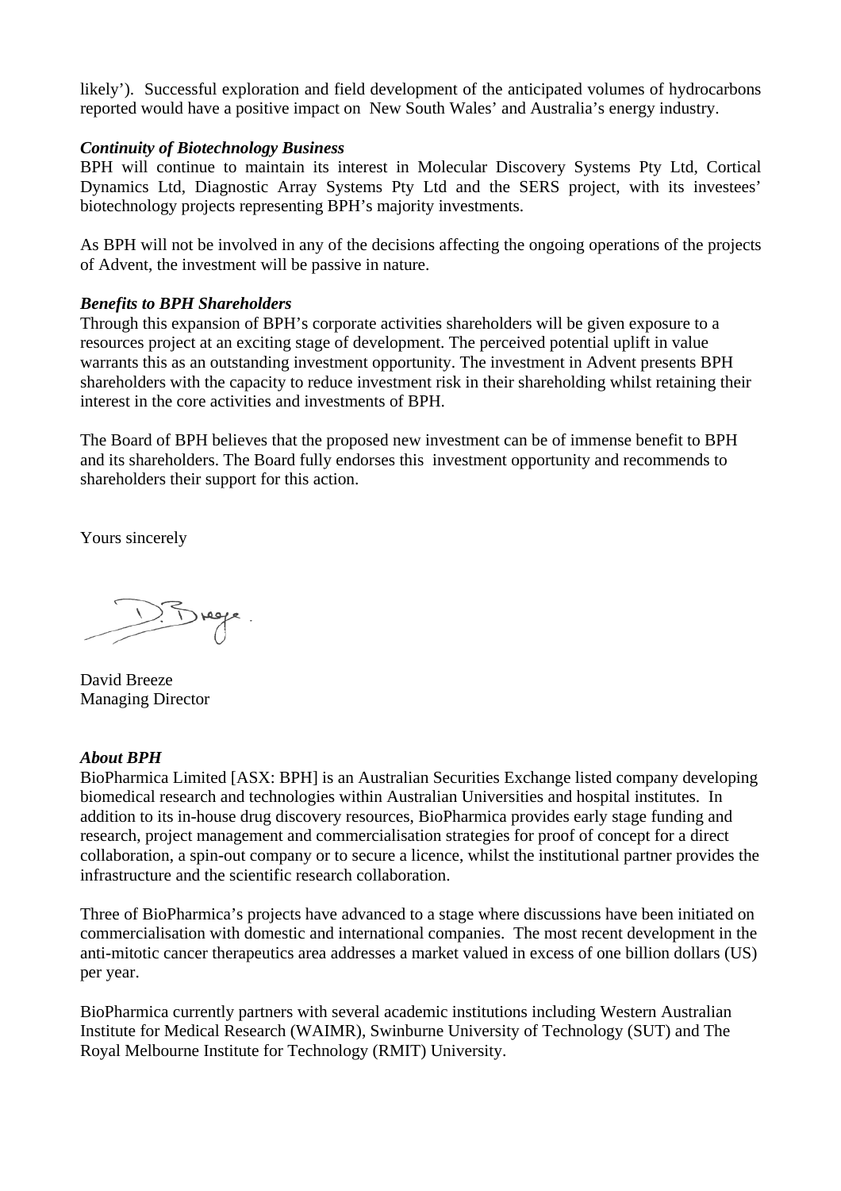likely'). Successful exploration and field development of the anticipated volumes of hydrocarbons reported would have a positive impact on New South Wales' and Australia's energy industry.

***Continuity of Biotechnology Business***

BPH will continue to maintain its interest in Molecular Discovery Systems Pty Ltd, Cortical Dynamics Ltd, Diagnostic Array Systems Pty Ltd and the SERS project, with its investees' biotechnology projects representing BPH's majority investments.

As BPH will not be involved in any of the decisions affecting the ongoing operations of the projects of Advent, the investment will be passive in nature.

***Benefits to BPH Shareholders***

Through this expansion of BPH's corporate activities shareholders will be given exposure to a resources project at an exciting stage of development. The perceived potential uplift in value warrants this as an outstanding investment opportunity. The investment in Advent presents BPH shareholders with the capacity to reduce investment risk in their shareholding whilst retaining their interest in the core activities and investments of BPH.

The Board of BPH believes that the proposed new investment can be of immense benefit to BPH and its shareholders. The Board fully endorses this investment opportunity and recommends to shareholders their support for this action.

Yours sincerely

David Breeze
Managing Director

***About BPH***

BioPharmica Limited [ASX: BPH] is an Australian Securities Exchange listed company developing biomedical research and technologies within Australian Universities and hospital institutes. In addition to its in-house drug discovery resources, BioPharmica provides early stage funding and research, project management and commercialisation strategies for proof of concept for a direct collaboration, a spin-out company or to secure a licence, whilst the institutional partner provides the infrastructure and the scientific research collaboration.

Three of BioPharmica's projects have advanced to a stage where discussions have been initiated on commercialisation with domestic and international companies. The most recent development in the anti-mitotic cancer therapeutics area addresses a market valued in excess of one billion dollars (US) per year.

BioPharmica currently partners with several academic institutions including Western Australian Institute for Medical Research (WAIMR), Swinburne University of Technology (SUT) and The Royal Melbourne Institute for Technology (RMIT) University.